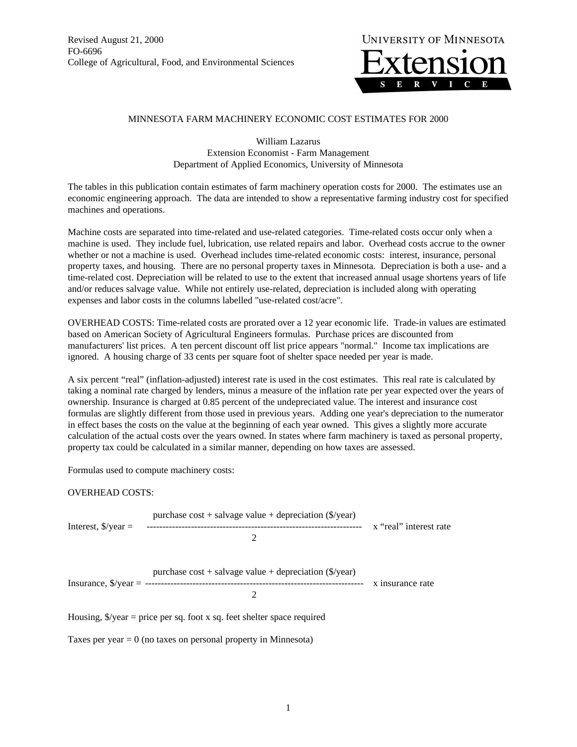Revised August 21, 2000
FO-6696
College of Agricultural, Food, and Environmental Sciences

UNIVERSITY OF MINNESOTA Extension SERVICE

# MINNESOTA FARM MACHINERY ECONOMIC COST ESTIMATES FOR 2000

William Lazarus
Extension Economist - Farm Management
Department of Applied Economics, University of Minnesota

The tables in this publication contain estimates of farm machinery operation costs for 2000. The estimates use an economic engineering approach. The data are intended to show a representative farming industry cost for specified machines and operations.

Machine costs are separated into time-related and use-related categories. Time-related costs occur only when a machine is used. They include fuel, lubrication, use related repairs and labor. Overhead costs accrue to the owner whether or not a machine is used. Overhead includes time-related economic costs: interest, insurance, personal property taxes, and housing. There are no personal property taxes in Minnesota. Depreciation is both a use- and a time-related cost. Depreciation will be related to use to the extent that increased annual usage shortens years of life and/or reduces salvage value. While not entirely use-related, depreciation is included along with operating expenses and labor costs in the columns labelled "use-related cost/acre".

OVERHEAD COSTS: Time-related costs are prorated over a 12 year economic life. Trade-in values are estimated based on American Society of Agricultural Engineers formulas. Purchase prices are discounted from manufacturers' list prices. A ten percent discount off list price appears "normal." Income tax implications are ignored. A housing charge of 33 cents per square foot of shelter space needed per year is made.

A six percent "real" (inflation-adjusted) interest rate is used in the cost estimates. This real rate is calculated by taking a nominal rate charged by lenders, minus a measure of the inflation rate per year expected over the years of ownership. Insurance is charged at 0.85 percent of the undepreciated value. The interest and insurance cost formulas are slightly different from those used in previous years. Adding one year's depreciation to the numerator in effect bases the costs on the value at the beginning of each year owned. This gives a slightly more accurate calculation of the actual costs over the years owned. In states where farm machinery is taxed as personal property, property tax could be calculated in a similar manner, depending on how taxes are assessed.

Formulas used to compute machinery costs:

OVERHEAD COSTS:

$$\text{Interest, \$/year} = \frac{\text{purchase cost} + \text{salvage value} + \text{depreciation (\$/year)}}{2} \times \text{"real" interest rate}$$

$$\text{Insurance, \$/year} = \frac{\text{purchase cost} + \text{salvage value} + \text{depreciation (\$/year)}}{2} \times \text{insurance rate}$$

Housing, \$/year = price per sq. foot x sq. feet shelter space required

Taxes per year = 0 (no taxes on personal property in Minnesota)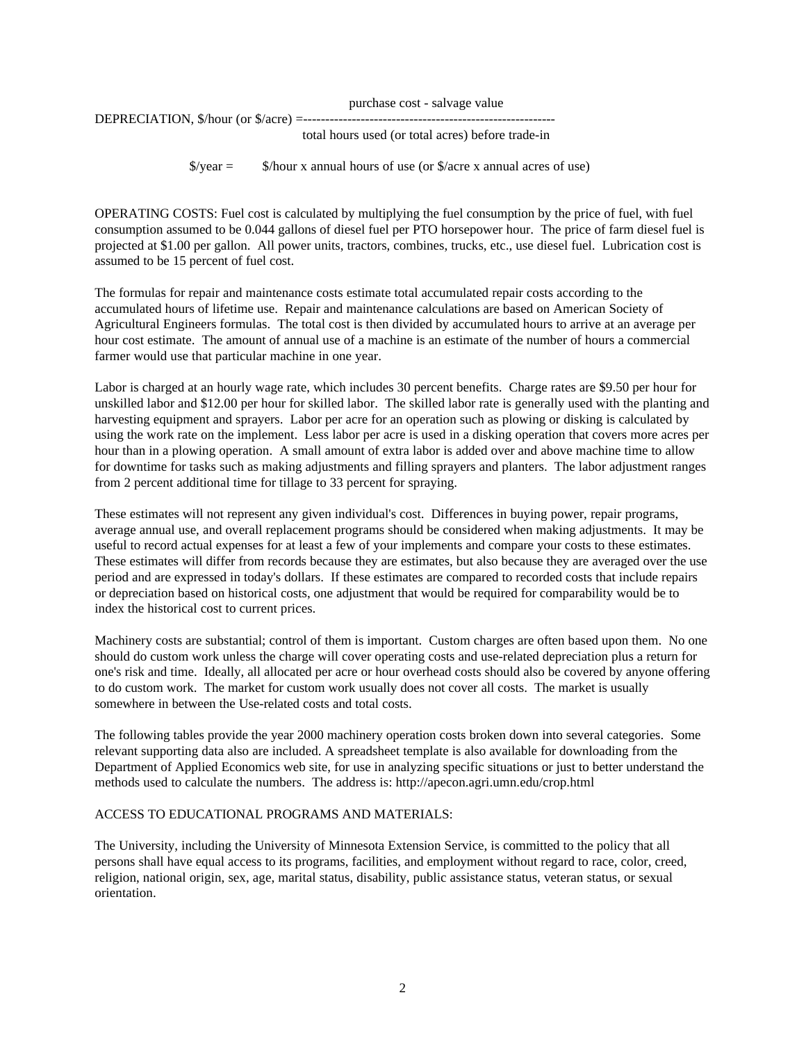$$\text{DEPRECIATION, \$/hour (or \$/acre)} = \frac{\text{purchase cost - salvage value}}{\text{total hours used (or total acres) before trade-in}}$$

$$\text{\$/year} = \text{\$/hour x annual hours of use (or \$/acre x annual acres of use)}$$

OPERATING COSTS: Fuel cost is calculated by multiplying the fuel consumption by the price of fuel, with fuel consumption assumed to be 0.044 gallons of diesel fuel per PTO horsepower hour. The price of farm diesel fuel is projected at $1.00 per gallon. All power units, tractors, combines, trucks, etc., use diesel fuel. Lubrication cost is assumed to be 15 percent of fuel cost.

The formulas for repair and maintenance costs estimate total accumulated repair costs according to the accumulated hours of lifetime use. Repair and maintenance calculations are based on American Society of Agricultural Engineers formulas. The total cost is then divided by accumulated hours to arrive at an average per hour cost estimate. The amount of annual use of a machine is an estimate of the number of hours a commercial farmer would use that particular machine in one year.

Labor is charged at an hourly wage rate, which includes 30 percent benefits. Charge rates are $9.50 per hour for unskilled labor and $12.00 per hour for skilled labor. The skilled labor rate is generally used with the planting and harvesting equipment and sprayers. Labor per acre for an operation such as plowing or disking is calculated by using the work rate on the implement. Less labor per acre is used in a disking operation that covers more acres per hour than in a plowing operation. A small amount of extra labor is added over and above machine time to allow for downtime for tasks such as making adjustments and filling sprayers and planters. The labor adjustment ranges from 2 percent additional time for tillage to 33 percent for spraying.

These estimates will not represent any given individual's cost. Differences in buying power, repair programs, average annual use, and overall replacement programs should be considered when making adjustments. It may be useful to record actual expenses for at least a few of your implements and compare your costs to these estimates. These estimates will differ from records because they are estimates, but also because they are averaged over the use period and are expressed in today's dollars. If these estimates are compared to recorded costs that include repairs or depreciation based on historical costs, one adjustment that would be required for comparability would be to index the historical cost to current prices.

Machinery costs are substantial; control of them is important. Custom charges are often based upon them. No one should do custom work unless the charge will cover operating costs and use-related depreciation plus a return for one's risk and time. Ideally, all allocated per acre or hour overhead costs should also be covered by anyone offering to do custom work. The market for custom work usually does not cover all costs. The market is usually somewhere in between the Use-related costs and total costs.

The following tables provide the year 2000 machinery operation costs broken down into several categories. Some relevant supporting data also are included. A spreadsheet template is also available for downloading from the Department of Applied Economics web site, for use in analyzing specific situations or just to better understand the methods used to calculate the numbers. The address is: http://apecon.agri.umn.edu/crop.html

ACCESS TO EDUCATIONAL PROGRAMS AND MATERIALS:

The University, including the University of Minnesota Extension Service, is committed to the policy that all persons shall have equal access to its programs, facilities, and employment without regard to race, color, creed, religion, national origin, sex, age, marital status, disability, public assistance status, veteran status, or sexual orientation.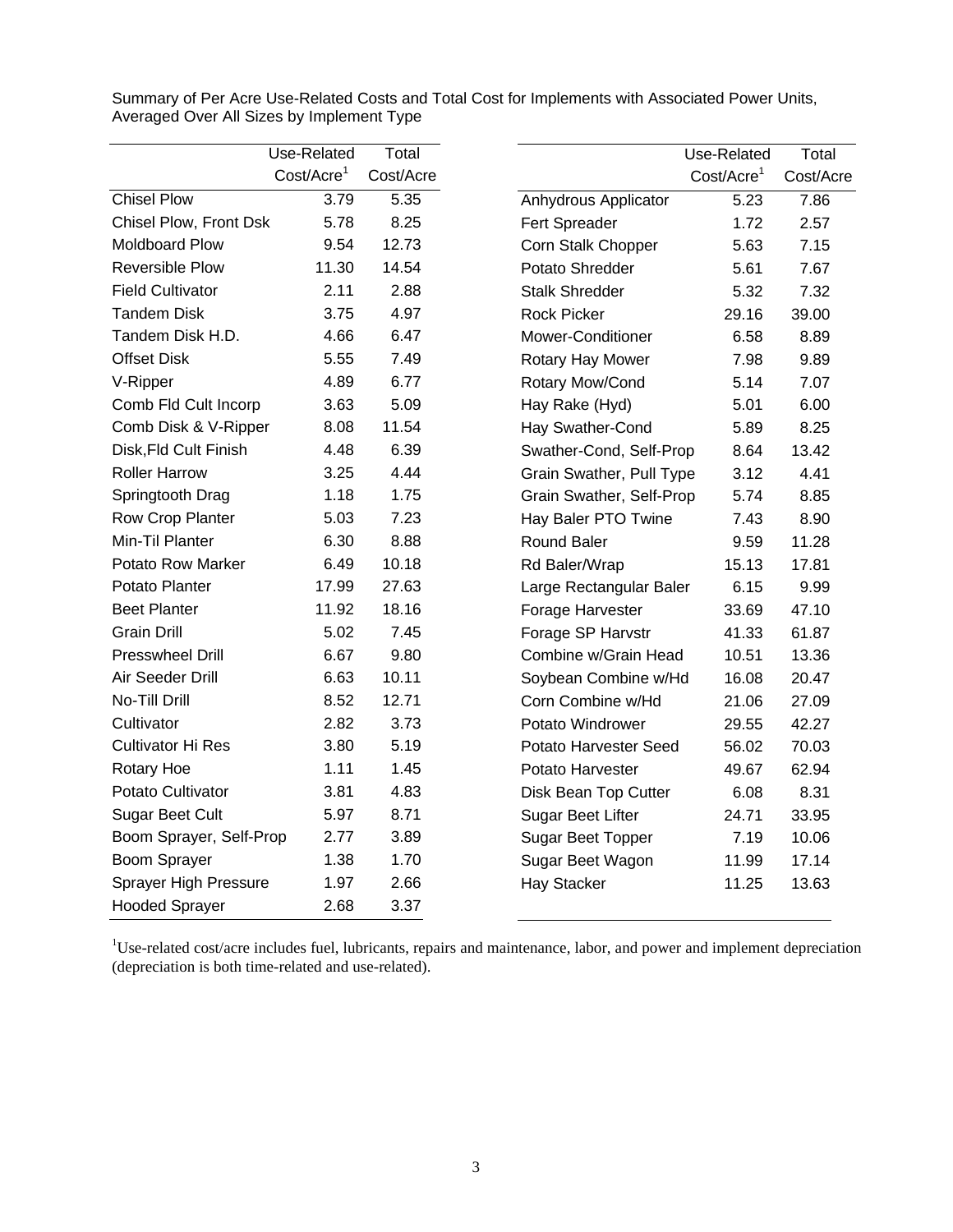Summary of Per Acre Use-Related Costs and Total Cost for Implements with Associated Power Units, Averaged Over All Sizes by Implement Type

| | Use-Related Cost/Acre[1] | Total Cost/Acre |
|---|---|---|
| Chisel Plow | 3.79 | 5.35 |
| Chisel Plow, Front Dsk | 5.78 | 8.25 |
| Moldboard Plow | 9.54 | 12.73 |
| Reversible Plow | 11.30 | 14.54 |
| Field Cultivator | 2.11 | 2.88 |
| Tandem Disk | 3.75 | 4.97 |
| Tandem Disk H.D. | 4.66 | 6.47 |
| Offset Disk | 5.55 | 7.49 |
| V-Ripper | 4.89 | 6.77 |
| Comb Fld Cult Incorp | 3.63 | 5.09 |
| Comb Disk & V-Ripper | 8.08 | 11.54 |
| Disk,Fld Cult Finish | 4.48 | 6.39 |
| Roller Harrow | 3.25 | 4.44 |
| Springtooth Drag | 1.18 | 1.75 |
| Row Crop Planter | 5.03 | 7.23 |
| Min-Til Planter | 6.30 | 8.88 |
| Potato Row Marker | 6.49 | 10.18 |
| Potato Planter | 17.99 | 27.63 |
| Beet Planter | 11.92 | 18.16 |
| Grain Drill | 5.02 | 7.45 |
| Presswheel Drill | 6.67 | 9.80 |
| Air Seeder Drill | 6.63 | 10.11 |
| No-Till Drill | 8.52 | 12.71 |
| Cultivator | 2.82 | 3.73 |
| Cultivator Hi Res | 3.80 | 5.19 |
| Rotary Hoe | 1.11 | 1.45 |
| Potato Cultivator | 3.81 | 4.83 |
| Sugar Beet Cult | 5.97 | 8.71 |
| Boom Sprayer, Self-Prop | 2.77 | 3.89 |
| Boom Sprayer | 1.38 | 1.70 |
| Sprayer High Pressure | 1.97 | 2.66 |
| Hooded Sprayer | 2.68 | 3.37 |

| | Use-Related Cost/Acre[1] | Total Cost/Acre |
|---|---|---|
| Anhydrous Applicator | 5.23 | 7.86 |
| Fert Spreader | 1.72 | 2.57 |
| Corn Stalk Chopper | 5.63 | 7.15 |
| Potato Shredder | 5.61 | 7.67 |
| Stalk Shredder | 5.32 | 7.32 |
| Rock Picker | 29.16 | 39.00 |
| Mower-Conditioner | 6.58 | 8.89 |
| Rotary Hay Mower | 7.98 | 9.89 |
| Rotary Mow/Cond | 5.14 | 7.07 |
| Hay Rake (Hyd) | 5.01 | 6.00 |
| Hay Swather-Cond | 5.89 | 8.25 |
| Swather-Cond, Self-Prop | 8.64 | 13.42 |
| Grain Swather, Pull Type | 3.12 | 4.41 |
| Grain Swather, Self-Prop | 5.74 | 8.85 |
| Hay Baler PTO Twine | 7.43 | 8.90 |
| Round Baler | 9.59 | 11.28 |
| Rd Baler/Wrap | 15.13 | 17.81 |
| Large Rectangular Baler | 6.15 | 9.99 |
| Forage Harvester | 33.69 | 47.10 |
| Forage SP Harvstr | 41.33 | 61.87 |
| Combine w/Grain Head | 10.51 | 13.36 |
| Soybean Combine w/Hd | 16.08 | 20.47 |
| Corn Combine w/Hd | 21.06 | 27.09 |
| Potato Windrower | 29.55 | 42.27 |
| Potato Harvester Seed | 56.02 | 70.03 |
| Potato Harvester | 49.67 | 62.94 |
| Disk Bean Top Cutter | 6.08 | 8.31 |
| Sugar Beet Lifter | 24.71 | 33.95 |
| Sugar Beet Topper | 7.19 | 10.06 |
| Sugar Beet Wagon | 11.99 | 17.14 |
| Hay Stacker | 11.25 | 13.63 |

[1]Use-related cost/acre includes fuel, lubricants, repairs and maintenance, labor, and power and implement depreciation (depreciation is both time-related and use-related).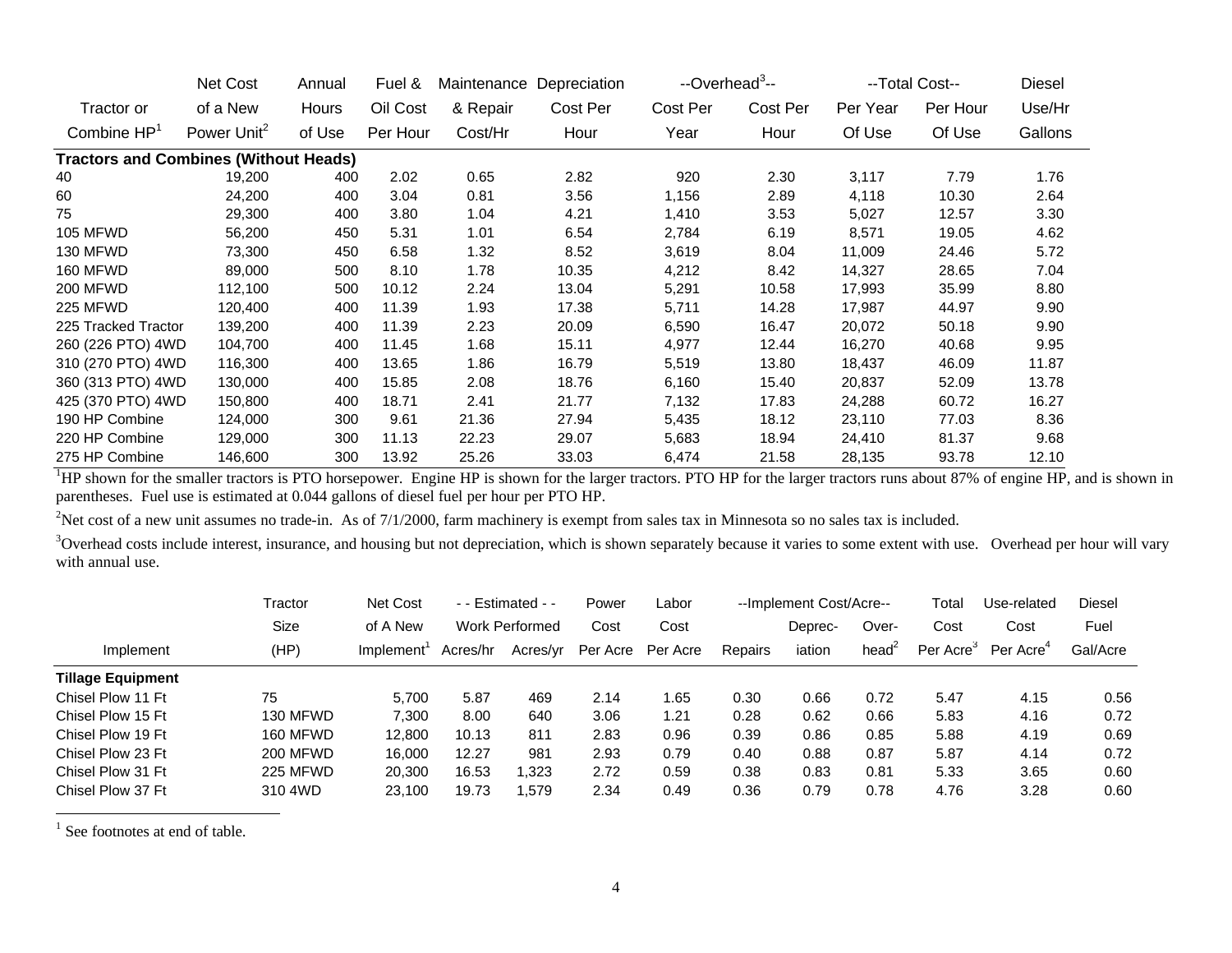| Tractor or Combine HP[1] | Net Cost of a New Power Unit[2] | Annual Hours of Use | Fuel & Oil Cost Per Hour | Maintenance & Repair Cost/Hr | Depreciation Cost Per Hour | --Overhead[3]-- Cost Per Year | Cost Per Hour | --Total Cost-- Per Year Of Use | Per Hour Of Use | Diesel Use/Hr Gallons |
|---|---|---|---|---|---|---|---|---|---|---|
| **Tractors and Combines (Without Heads)** | | | | | | | | | | |
| 40 | 19,200 | 400 | 2.02 | 0.65 | 2.82 | 920 | 2.30 | 3,117 | 7.79 | 1.76 |
| 60 | 24,200 | 400 | 3.04 | 0.81 | 3.56 | 1,156 | 2.89 | 4,118 | 10.30 | 2.64 |
| 75 | 29,300 | 400 | 3.80 | 1.04 | 4.21 | 1,410 | 3.53 | 5,027 | 12.57 | 3.30 |
| 105 MFWD | 56,200 | 450 | 5.31 | 1.01 | 6.54 | 2,784 | 6.19 | 8,571 | 19.05 | 4.62 |
| 130 MFWD | 73,300 | 450 | 6.58 | 1.32 | 8.52 | 3,619 | 8.04 | 11,009 | 24.46 | 5.72 |
| 160 MFWD | 89,000 | 500 | 8.10 | 1.78 | 10.35 | 4,212 | 8.42 | 14,327 | 28.65 | 7.04 |
| 200 MFWD | 112,100 | 500 | 10.12 | 2.24 | 13.04 | 5,291 | 10.58 | 17,993 | 35.99 | 8.80 |
| 225 MFWD | 120,400 | 400 | 11.39 | 1.93 | 17.38 | 5,711 | 14.28 | 17,987 | 44.97 | 9.90 |
| 225 Tracked Tractor | 139,200 | 400 | 11.39 | 2.23 | 20.09 | 6,590 | 16.47 | 20,072 | 50.18 | 9.90 |
| 260 (226 PTO) 4WD | 104,700 | 400 | 11.45 | 1.68 | 15.11 | 4,977 | 12.44 | 16,270 | 40.68 | 9.95 |
| 310 (270 PTO) 4WD | 116,300 | 400 | 13.65 | 1.86 | 16.79 | 5,519 | 13.80 | 18,437 | 46.09 | 11.87 |
| 360 (313 PTO) 4WD | 130,000 | 400 | 15.85 | 2.08 | 18.76 | 6,160 | 15.40 | 20,837 | 52.09 | 13.78 |
| 425 (370 PTO) 4WD | 150,800 | 400 | 18.71 | 2.41 | 21.77 | 7,132 | 17.83 | 24,288 | 60.72 | 16.27 |
| 190 HP Combine | 124,000 | 300 | 9.61 | 21.36 | 27.94 | 5,435 | 18.12 | 23,110 | 77.03 | 8.36 |
| 220 HP Combine | 129,000 | 300 | 11.13 | 22.23 | 29.07 | 5,683 | 18.94 | 24,410 | 81.37 | 9.68 |
| 275 HP Combine | 146,600 | 300 | 13.92 | 25.26 | 33.03 | 6,474 | 21.58 | 28,135 | 93.78 | 12.10 |

[1]HP shown for the smaller tractors is PTO horsepower. Engine HP is shown for the larger tractors. PTO HP for the larger tractors runs about 87% of engine HP, and is shown in parentheses. Fuel use is estimated at 0.044 gallons of diesel fuel per hour per PTO HP.

[2]Net cost of a new unit assumes no trade-in. As of 7/1/2000, farm machinery is exempt from sales tax in Minnesota so no sales tax is included.

[3]Overhead costs include interest, insurance, and housing but not depreciation, which is shown separately because it varies to some extent with use. Overhead per hour will vary with annual use.

| Implement | Tractor Size (HP) | Net Cost of A New Implement[1] | - - Estimated - - Work Performed Acres/hr | Acres/yr | Power Cost Per Acre | Labor Cost Per Acre | --Implement Cost/Acre-- Repairs | Deprec-iation | Over-head[2] | Total Cost Per Acre[3] | Use-related Cost Per Acre[4] | Diesel Fuel Gal/Acre |
|---|---|---|---|---|---|---|---|---|---|---|---|---|
| **Tillage Equipment** | | | | | | | | | | | | |
| Chisel Plow 11 Ft | 75 | 5,700 | 5.87 | 469 | 2.14 | 1.65 | 0.30 | 0.66 | 0.72 | 5.47 | 4.15 | 0.56 |
| Chisel Plow 15 Ft | 130 MFWD | 7,300 | 8.00 | 640 | 3.06 | 1.21 | 0.28 | 0.62 | 0.66 | 5.83 | 4.16 | 0.72 |
| Chisel Plow 19 Ft | 160 MFWD | 12,800 | 10.13 | 811 | 2.83 | 0.96 | 0.39 | 0.86 | 0.85 | 5.88 | 4.19 | 0.69 |
| Chisel Plow 23 Ft | 200 MFWD | 16,000 | 12.27 | 981 | 2.93 | 0.79 | 0.40 | 0.88 | 0.87 | 5.87 | 4.14 | 0.72 |
| Chisel Plow 31 Ft | 225 MFWD | 20,300 | 16.53 | 1,323 | 2.72 | 0.59 | 0.38 | 0.83 | 0.81 | 5.33 | 3.65 | 0.60 |
| Chisel Plow 37 Ft | 310 4WD | 23,100 | 19.73 | 1,579 | 2.34 | 0.49 | 0.36 | 0.79 | 0.78 | 4.76 | 3.28 | 0.60 |

[1] See footnotes at end of table.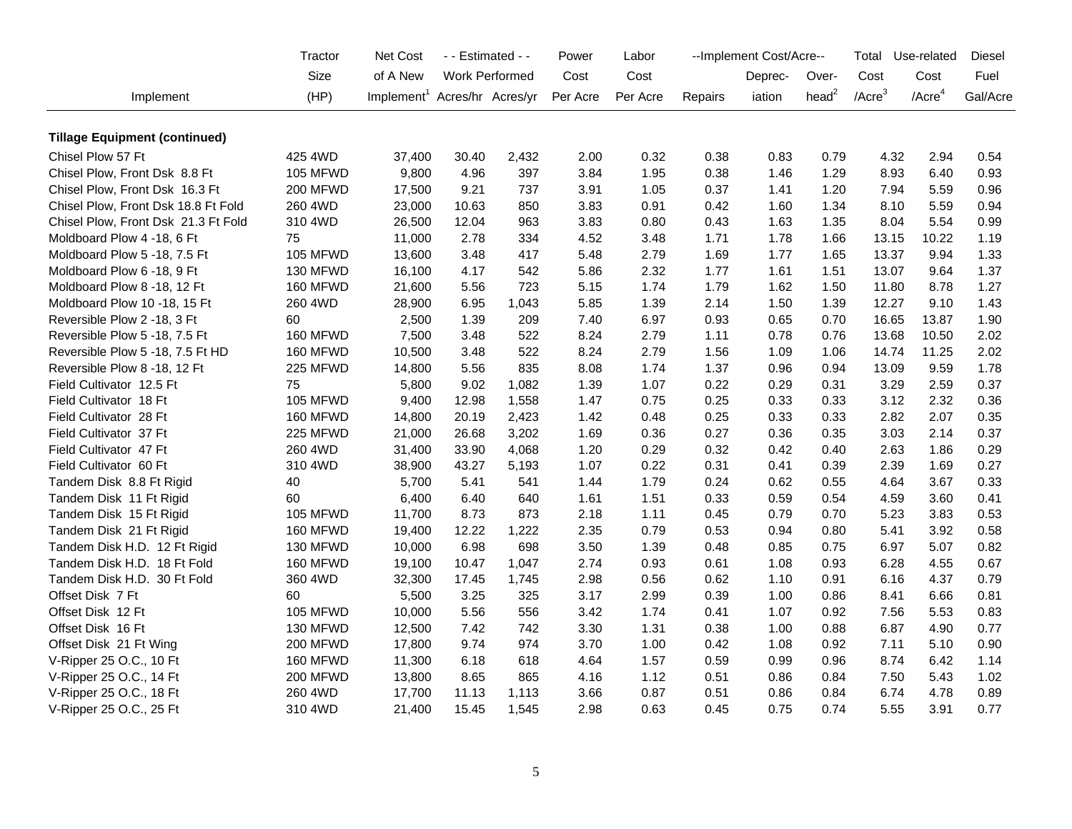| Implement | Tractor Size (HP) | Net Cost of A New Implement[1] | - - Estimated - - Work Performed Acres/hr | Acres/yr | Power Cost Per Acre | Labor Cost Per Acre | --Implement Cost/Acre-- Repairs | Depreciation | Overhead[2] | Total Cost /Acre[3] | Use-related Cost /Acre[4] | Diesel Fuel Gal/Acre |
|---|---|---|---|---|---|---|---|---|---|---|---|---|
| **Tillage Equipment (continued)** | | | | | | | | | | | | |
| Chisel Plow 57 Ft | 425 4WD | 37,400 | 30.40 | 2,432 | 2.00 | 0.32 | 0.38 | 0.83 | 0.79 | 4.32 | 2.94 | 0.54 |
| Chisel Plow, Front Dsk 8.8 Ft | 105 MFWD | 9,800 | 4.96 | 397 | 3.84 | 1.95 | 0.38 | 1.46 | 1.29 | 8.93 | 6.40 | 0.93 |
| Chisel Plow, Front Dsk 16.3 Ft | 200 MFWD | 17,500 | 9.21 | 737 | 3.91 | 1.05 | 0.37 | 1.41 | 1.20 | 7.94 | 5.59 | 0.96 |
| Chisel Plow, Front Dsk 18.8 Ft Fold | 260 4WD | 23,000 | 10.63 | 850 | 3.83 | 0.91 | 0.42 | 1.60 | 1.34 | 8.10 | 5.59 | 0.94 |
| Chisel Plow, Front Dsk 21.3 Ft Fold | 310 4WD | 26,500 | 12.04 | 963 | 3.83 | 0.80 | 0.43 | 1.63 | 1.35 | 8.04 | 5.54 | 0.99 |
| Moldboard Plow 4 -18, 6 Ft | 75 | 11,000 | 2.78 | 334 | 4.52 | 3.48 | 1.71 | 1.78 | 1.66 | 13.15 | 10.22 | 1.19 |
| Moldboard Plow 5 -18, 7.5 Ft | 105 MFWD | 13,600 | 3.48 | 417 | 5.48 | 2.79 | 1.69 | 1.77 | 1.65 | 13.37 | 9.94 | 1.33 |
| Moldboard Plow 6 -18, 9 Ft | 130 MFWD | 16,100 | 4.17 | 542 | 5.86 | 2.32 | 1.77 | 1.61 | 1.51 | 13.07 | 9.64 | 1.37 |
| Moldboard Plow 8 -18, 12 Ft | 160 MFWD | 21,600 | 5.56 | 723 | 5.15 | 1.74 | 1.79 | 1.62 | 1.50 | 11.80 | 8.78 | 1.27 |
| Moldboard Plow 10 -18, 15 Ft | 260 4WD | 28,900 | 6.95 | 1,043 | 5.85 | 1.39 | 2.14 | 1.50 | 1.39 | 12.27 | 9.10 | 1.43 |
| Reversible Plow 2 -18, 3 Ft | 60 | 2,500 | 1.39 | 209 | 7.40 | 6.97 | 0.93 | 0.65 | 0.70 | 16.65 | 13.87 | 1.90 |
| Reversible Plow 5 -18, 7.5 Ft | 160 MFWD | 7,500 | 3.48 | 522 | 8.24 | 2.79 | 1.11 | 0.78 | 0.76 | 13.68 | 10.50 | 2.02 |
| Reversible Plow 5 -18, 7.5 Ft HD | 160 MFWD | 10,500 | 3.48 | 522 | 8.24 | 2.79 | 1.56 | 1.09 | 1.06 | 14.74 | 11.25 | 2.02 |
| Reversible Plow 8 -18, 12 Ft | 225 MFWD | 14,800 | 5.56 | 835 | 8.08 | 1.74 | 1.37 | 0.96 | 0.94 | 13.09 | 9.59 | 1.78 |
| Field Cultivator 12.5 Ft | 75 | 5,800 | 9.02 | 1,082 | 1.39 | 1.07 | 0.22 | 0.29 | 0.31 | 3.29 | 2.59 | 0.37 |
| Field Cultivator 18 Ft | 105 MFWD | 9,400 | 12.98 | 1,558 | 1.47 | 0.75 | 0.25 | 0.33 | 0.33 | 3.12 | 2.32 | 0.36 |
| Field Cultivator 28 Ft | 160 MFWD | 14,800 | 20.19 | 2,423 | 1.42 | 0.48 | 0.25 | 0.33 | 0.33 | 2.82 | 2.07 | 0.35 |
| Field Cultivator 37 Ft | 225 MFWD | 21,000 | 26.68 | 3,202 | 1.69 | 0.36 | 0.27 | 0.36 | 0.35 | 3.03 | 2.14 | 0.37 |
| Field Cultivator 47 Ft | 260 4WD | 31,400 | 33.90 | 4,068 | 1.20 | 0.29 | 0.32 | 0.42 | 0.40 | 2.63 | 1.86 | 0.29 |
| Field Cultivator 60 Ft | 310 4WD | 38,900 | 43.27 | 5,193 | 1.07 | 0.22 | 0.31 | 0.41 | 0.39 | 2.39 | 1.69 | 0.27 |
| Tandem Disk 8.8 Ft Rigid | 40 | 5,700 | 5.41 | 541 | 1.44 | 1.79 | 0.24 | 0.62 | 0.55 | 4.64 | 3.67 | 0.33 |
| Tandem Disk 11 Ft Rigid | 60 | 6,400 | 6.40 | 640 | 1.61 | 1.51 | 0.33 | 0.59 | 0.54 | 4.59 | 3.60 | 0.41 |
| Tandem Disk 15 Ft Rigid | 105 MFWD | 11,700 | 8.73 | 873 | 2.18 | 1.11 | 0.45 | 0.79 | 0.70 | 5.23 | 3.83 | 0.53 |
| Tandem Disk 21 Ft Rigid | 160 MFWD | 19,400 | 12.22 | 1,222 | 2.35 | 0.79 | 0.53 | 0.94 | 0.80 | 5.41 | 3.92 | 0.58 |
| Tandem Disk H.D. 12 Ft Rigid | 130 MFWD | 10,000 | 6.98 | 698 | 3.50 | 1.39 | 0.48 | 0.85 | 0.75 | 6.97 | 5.07 | 0.82 |
| Tandem Disk H.D. 18 Ft Fold | 160 MFWD | 19,100 | 10.47 | 1,047 | 2.74 | 0.93 | 0.61 | 1.08 | 0.93 | 6.28 | 4.55 | 0.67 |
| Tandem Disk H.D. 30 Ft Fold | 360 4WD | 32,300 | 17.45 | 1,745 | 2.98 | 0.56 | 0.62 | 1.10 | 0.91 | 6.16 | 4.37 | 0.79 |
| Offset Disk 7 Ft | 60 | 5,500 | 3.25 | 325 | 3.17 | 2.99 | 0.39 | 1.00 | 0.86 | 8.41 | 6.66 | 0.81 |
| Offset Disk 12 Ft | 105 MFWD | 10,000 | 5.56 | 556 | 3.42 | 1.74 | 0.41 | 1.07 | 0.92 | 7.56 | 5.53 | 0.83 |
| Offset Disk 16 Ft | 130 MFWD | 12,500 | 7.42 | 742 | 3.30 | 1.31 | 0.38 | 1.00 | 0.88 | 6.87 | 4.90 | 0.77 |
| Offset Disk 21 Ft Wing | 200 MFWD | 17,800 | 9.74 | 974 | 3.70 | 1.00 | 0.42 | 1.08 | 0.92 | 7.11 | 5.10 | 0.90 |
| V-Ripper 25 O.C., 10 Ft | 160 MFWD | 11,300 | 6.18 | 618 | 4.64 | 1.57 | 0.59 | 0.99 | 0.96 | 8.74 | 6.42 | 1.14 |
| V-Ripper 25 O.C., 14 Ft | 200 MFWD | 13,800 | 8.65 | 865 | 4.16 | 1.12 | 0.51 | 0.86 | 0.84 | 7.50 | 5.43 | 1.02 |
| V-Ripper 25 O.C., 18 Ft | 260 4WD | 17,700 | 11.13 | 1,113 | 3.66 | 0.87 | 0.51 | 0.86 | 0.84 | 6.74 | 4.78 | 0.89 |
| V-Ripper 25 O.C., 25 Ft | 310 4WD | 21,400 | 15.45 | 1,545 | 2.98 | 0.63 | 0.45 | 0.75 | 0.74 | 5.55 | 3.91 | 0.77 |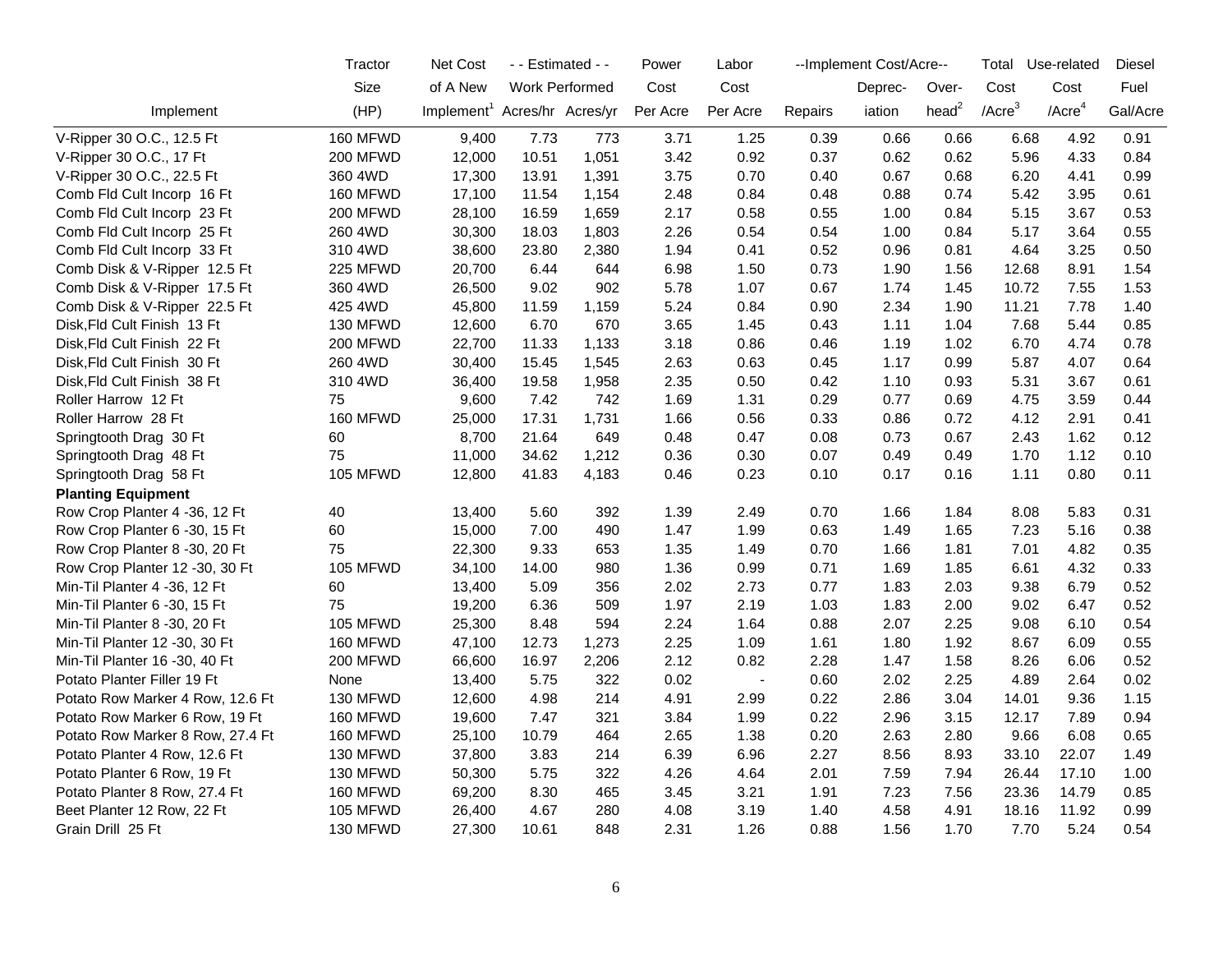| Implement | Tractor Size (HP) | Net Cost of A New Implement[1] | - - Estimated - - Work Performed Acres/hr | Acres/yr | Power Cost Per Acre | Labor Cost Per Acre | --Implement Cost/Acre-- Repairs | Deprec-iation | Over-head[2] | Total Cost /Acre[3] | Use-related Cost /Acre[4] | Diesel Fuel Gal/Acre |
|---|---|---|---|---|---|---|---|---|---|---|---|---|
| V-Ripper 30 O.C., 12.5 Ft | 160 MFWD | 9,400 | 7.73 | 773 | 3.71 | 1.25 | 0.39 | 0.66 | 0.66 | 6.68 | 4.92 | 0.91 |
| V-Ripper 30 O.C., 17 Ft | 200 MFWD | 12,000 | 10.51 | 1,051 | 3.42 | 0.92 | 0.37 | 0.62 | 0.62 | 5.96 | 4.33 | 0.84 |
| V-Ripper 30 O.C., 22.5 Ft | 360 4WD | 17,300 | 13.91 | 1,391 | 3.75 | 0.70 | 0.40 | 0.67 | 0.68 | 6.20 | 4.41 | 0.99 |
| Comb Fld Cult Incorp 16 Ft | 160 MFWD | 17,100 | 11.54 | 1,154 | 2.48 | 0.84 | 0.48 | 0.88 | 0.74 | 5.42 | 3.95 | 0.61 |
| Comb Fld Cult Incorp 23 Ft | 200 MFWD | 28,100 | 16.59 | 1,659 | 2.17 | 0.58 | 0.55 | 1.00 | 0.84 | 5.15 | 3.67 | 0.53 |
| Comb Fld Cult Incorp 25 Ft | 260 4WD | 30,300 | 18.03 | 1,803 | 2.26 | 0.54 | 0.54 | 1.00 | 0.84 | 5.17 | 3.64 | 0.55 |
| Comb Fld Cult Incorp 33 Ft | 310 4WD | 38,600 | 23.80 | 2,380 | 1.94 | 0.41 | 0.52 | 0.96 | 0.81 | 4.64 | 3.25 | 0.50 |
| Comb Disk & V-Ripper 12.5 Ft | 225 MFWD | 20,700 | 6.44 | 644 | 6.98 | 1.50 | 0.73 | 1.90 | 1.56 | 12.68 | 8.91 | 1.54 |
| Comb Disk & V-Ripper 17.5 Ft | 360 4WD | 26,500 | 9.02 | 902 | 5.78 | 1.07 | 0.67 | 1.74 | 1.45 | 10.72 | 7.55 | 1.53 |
| Comb Disk & V-Ripper 22.5 Ft | 425 4WD | 45,800 | 11.59 | 1,159 | 5.24 | 0.84 | 0.90 | 2.34 | 1.90 | 11.21 | 7.78 | 1.40 |
| Disk,Fld Cult Finish 13 Ft | 130 MFWD | 12,600 | 6.70 | 670 | 3.65 | 1.45 | 0.43 | 1.11 | 1.04 | 7.68 | 5.44 | 0.85 |
| Disk,Fld Cult Finish 22 Ft | 200 MFWD | 22,700 | 11.33 | 1,133 | 3.18 | 0.86 | 0.46 | 1.19 | 1.02 | 6.70 | 4.74 | 0.78 |
| Disk,Fld Cult Finish 30 Ft | 260 4WD | 30,400 | 15.45 | 1,545 | 2.63 | 0.63 | 0.45 | 1.17 | 0.99 | 5.87 | 4.07 | 0.64 |
| Disk,Fld Cult Finish 38 Ft | 310 4WD | 36,400 | 19.58 | 1,958 | 2.35 | 0.50 | 0.42 | 1.10 | 0.93 | 5.31 | 3.67 | 0.61 |
| Roller Harrow 12 Ft | 75 | 9,600 | 7.42 | 742 | 1.69 | 1.31 | 0.29 | 0.77 | 0.69 | 4.75 | 3.59 | 0.44 |
| Roller Harrow 28 Ft | 160 MFWD | 25,000 | 17.31 | 1,731 | 1.66 | 0.56 | 0.33 | 0.86 | 0.72 | 4.12 | 2.91 | 0.41 |
| Springtooth Drag 30 Ft | 60 | 8,700 | 21.64 | 649 | 0.48 | 0.47 | 0.08 | 0.73 | 0.67 | 2.43 | 1.62 | 0.12 |
| Springtooth Drag 48 Ft | 75 | 11,000 | 34.62 | 1,212 | 0.36 | 0.30 | 0.07 | 0.49 | 0.49 | 1.70 | 1.12 | 0.10 |
| Springtooth Drag 58 Ft | 105 MFWD | 12,800 | 41.83 | 4,183 | 0.46 | 0.23 | 0.10 | 0.17 | 0.16 | 1.11 | 0.80 | 0.11 |
| **Planting Equipment** | | | | | | | | | | | | |
| Row Crop Planter 4 -36, 12 Ft | 40 | 13,400 | 5.60 | 392 | 1.39 | 2.49 | 0.70 | 1.66 | 1.84 | 8.08 | 5.83 | 0.31 |
| Row Crop Planter 6 -30, 15 Ft | 60 | 15,000 | 7.00 | 490 | 1.47 | 1.99 | 0.63 | 1.49 | 1.65 | 7.23 | 5.16 | 0.38 |
| Row Crop Planter 8 -30, 20 Ft | 75 | 22,300 | 9.33 | 653 | 1.35 | 1.49 | 0.70 | 1.66 | 1.81 | 7.01 | 4.82 | 0.35 |
| Row Crop Planter 12 -30, 30 Ft | 105 MFWD | 34,100 | 14.00 | 980 | 1.36 | 0.99 | 0.71 | 1.69 | 1.85 | 6.61 | 4.32 | 0.33 |
| Min-Til Planter 4 -36, 12 Ft | 60 | 13,400 | 5.09 | 356 | 2.02 | 2.73 | 0.77 | 1.83 | 2.03 | 9.38 | 6.79 | 0.52 |
| Min-Til Planter 6 -30, 15 Ft | 75 | 19,200 | 6.36 | 509 | 1.97 | 2.19 | 1.03 | 1.83 | 2.00 | 9.02 | 6.47 | 0.52 |
| Min-Til Planter 8 -30, 20 Ft | 105 MFWD | 25,300 | 8.48 | 594 | 2.24 | 1.64 | 0.88 | 2.07 | 2.25 | 9.08 | 6.10 | 0.54 |
| Min-Til Planter 12 -30, 30 Ft | 160 MFWD | 47,100 | 12.73 | 1,273 | 2.25 | 1.09 | 1.61 | 1.80 | 1.92 | 8.67 | 6.09 | 0.55 |
| Min-Til Planter 16 -30, 40 Ft | 200 MFWD | 66,600 | 16.97 | 2,206 | 2.12 | 0.82 | 2.28 | 1.47 | 1.58 | 8.26 | 6.06 | 0.52 |
| Potato Planter Filler 19 Ft | None | 13,400 | 5.75 | 322 | 0.02 | - | 0.60 | 2.02 | 2.25 | 4.89 | 2.64 | 0.02 |
| Potato Row Marker 4 Row, 12.6 Ft | 130 MFWD | 12,600 | 4.98 | 214 | 4.91 | 2.99 | 0.22 | 2.86 | 3.04 | 14.01 | 9.36 | 1.15 |
| Potato Row Marker 6 Row, 19 Ft | 160 MFWD | 19,600 | 7.47 | 321 | 3.84 | 1.99 | 0.22 | 2.96 | 3.15 | 12.17 | 7.89 | 0.94 |
| Potato Row Marker 8 Row, 27.4 Ft | 160 MFWD | 25,100 | 10.79 | 464 | 2.65 | 1.38 | 0.20 | 2.63 | 2.80 | 9.66 | 6.08 | 0.65 |
| Potato Planter 4 Row, 12.6 Ft | 130 MFWD | 37,800 | 3.83 | 214 | 6.39 | 6.96 | 2.27 | 8.56 | 8.93 | 33.10 | 22.07 | 1.49 |
| Potato Planter 6 Row, 19 Ft | 130 MFWD | 50,300 | 5.75 | 322 | 4.26 | 4.64 | 2.01 | 7.59 | 7.94 | 26.44 | 17.10 | 1.00 |
| Potato Planter 8 Row, 27.4 Ft | 160 MFWD | 69,200 | 8.30 | 465 | 3.45 | 3.21 | 1.91 | 7.23 | 7.56 | 23.36 | 14.79 | 0.85 |
| Beet Planter 12 Row, 22 Ft | 105 MFWD | 26,400 | 4.67 | 280 | 4.08 | 3.19 | 1.40 | 4.58 | 4.91 | 18.16 | 11.92 | 0.99 |
| Grain Drill 25 Ft | 130 MFWD | 27,300 | 10.61 | 848 | 2.31 | 1.26 | 0.88 | 1.56 | 1.70 | 7.70 | 5.24 | 0.54 |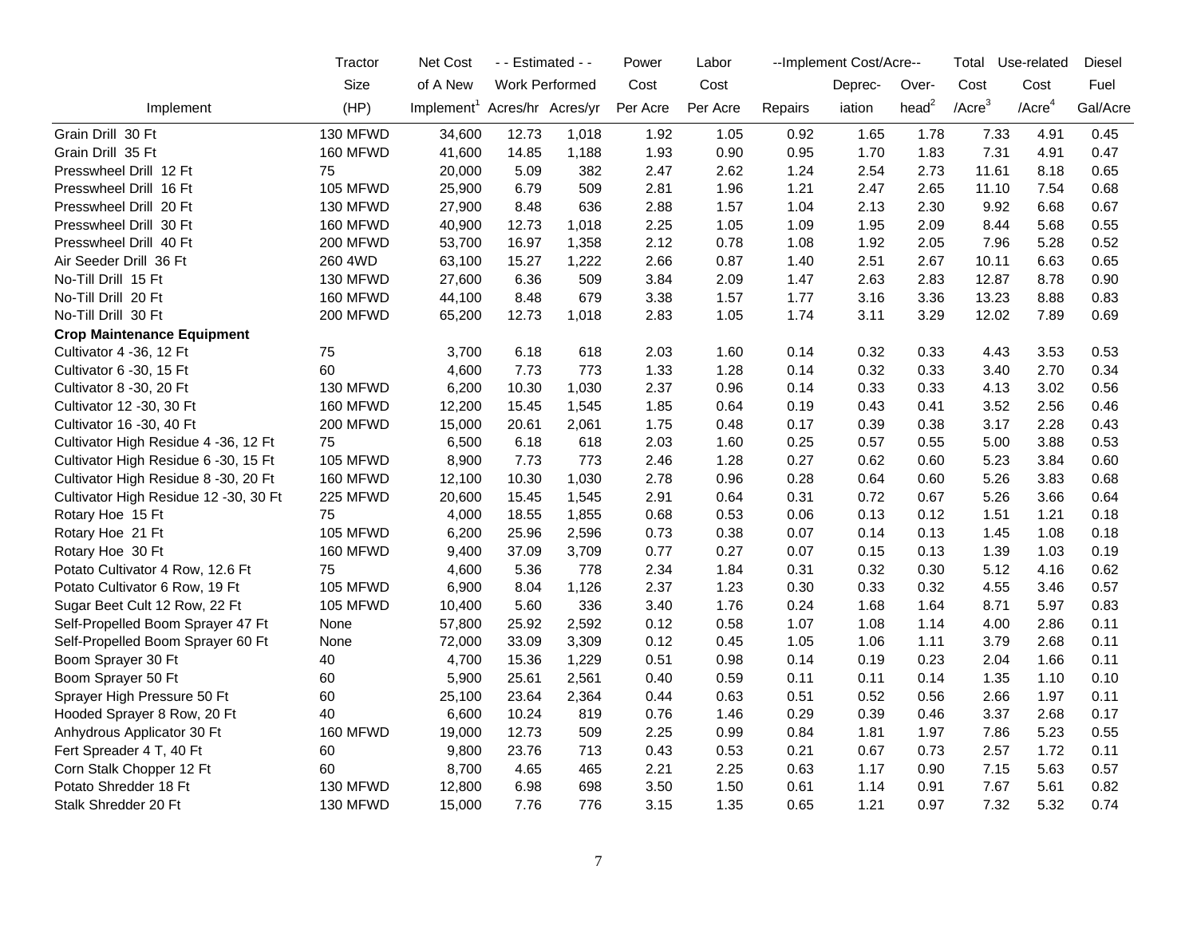| Implement | Tractor Size (HP) | Net Cost of A New Implement[1] | - - Estimated - - Work Performed Acres/hr | Acres/yr | Power Cost Per Acre | Labor Cost Per Acre | --Implement Cost/Acre-- Repairs | Deprec-iation | Over-head[2] | Total Cost /Acre[3] | Use-related Cost /Acre[4] | Diesel Fuel Gal/Acre |
|---|---|---|---|---|---|---|---|---|---|---|---|---|
| Grain Drill 30 Ft | 130 MFWD | 34,600 | 12.73 | 1,018 | 1.92 | 1.05 | 0.92 | 1.65 | 1.78 | 7.33 | 4.91 | 0.45 |
| Grain Drill 35 Ft | 160 MFWD | 41,600 | 14.85 | 1,188 | 1.93 | 0.90 | 0.95 | 1.70 | 1.83 | 7.31 | 4.91 | 0.47 |
| Presswheel Drill 12 Ft | 75 | 20,000 | 5.09 | 382 | 2.47 | 2.62 | 1.24 | 2.54 | 2.73 | 11.61 | 8.18 | 0.65 |
| Presswheel Drill 16 Ft | 105 MFWD | 25,900 | 6.79 | 509 | 2.81 | 1.96 | 1.21 | 2.47 | 2.65 | 11.10 | 7.54 | 0.68 |
| Presswheel Drill 20 Ft | 130 MFWD | 27,900 | 8.48 | 636 | 2.88 | 1.57 | 1.04 | 2.13 | 2.30 | 9.92 | 6.68 | 0.67 |
| Presswheel Drill 30 Ft | 160 MFWD | 40,900 | 12.73 | 1,018 | 2.25 | 1.05 | 1.09 | 1.95 | 2.09 | 8.44 | 5.68 | 0.55 |
| Presswheel Drill 40 Ft | 200 MFWD | 53,700 | 16.97 | 1,358 | 2.12 | 0.78 | 1.08 | 1.92 | 2.05 | 7.96 | 5.28 | 0.52 |
| Air Seeder Drill 36 Ft | 260 4WD | 63,100 | 15.27 | 1,222 | 2.66 | 0.87 | 1.40 | 2.51 | 2.67 | 10.11 | 6.63 | 0.65 |
| No-Till Drill 15 Ft | 130 MFWD | 27,600 | 6.36 | 509 | 3.84 | 2.09 | 1.47 | 2.63 | 2.83 | 12.87 | 8.78 | 0.90 |
| No-Till Drill 20 Ft | 160 MFWD | 44,100 | 8.48 | 679 | 3.38 | 1.57 | 1.77 | 3.16 | 3.36 | 13.23 | 8.88 | 0.83 |
| No-Till Drill 30 Ft | 200 MFWD | 65,200 | 12.73 | 1,018 | 2.83 | 1.05 | 1.74 | 3.11 | 3.29 | 12.02 | 7.89 | 0.69 |
| **Crop Maintenance Equipment** | | | | | | | | | | | | |
| Cultivator 4 -36, 12 Ft | 75 | 3,700 | 6.18 | 618 | 2.03 | 1.60 | 0.14 | 0.32 | 0.33 | 4.43 | 3.53 | 0.53 |
| Cultivator 6 -30, 15 Ft | 60 | 4,600 | 7.73 | 773 | 1.33 | 1.28 | 0.14 | 0.32 | 0.33 | 3.40 | 2.70 | 0.34 |
| Cultivator 8 -30, 20 Ft | 130 MFWD | 6,200 | 10.30 | 1,030 | 2.37 | 0.96 | 0.14 | 0.33 | 0.33 | 4.13 | 3.02 | 0.56 |
| Cultivator 12 -30, 30 Ft | 160 MFWD | 12,200 | 15.45 | 1,545 | 1.85 | 0.64 | 0.19 | 0.43 | 0.41 | 3.52 | 2.56 | 0.46 |
| Cultivator 16 -30, 40 Ft | 200 MFWD | 15,000 | 20.61 | 2,061 | 1.75 | 0.48 | 0.17 | 0.39 | 0.38 | 3.17 | 2.28 | 0.43 |
| Cultivator High Residue 4 -36, 12 Ft | 75 | 6,500 | 6.18 | 618 | 2.03 | 1.60 | 0.25 | 0.57 | 0.55 | 5.00 | 3.88 | 0.53 |
| Cultivator High Residue 6 -30, 15 Ft | 105 MFWD | 8,900 | 7.73 | 773 | 2.46 | 1.28 | 0.27 | 0.62 | 0.60 | 5.23 | 3.84 | 0.60 |
| Cultivator High Residue 8 -30, 20 Ft | 160 MFWD | 12,100 | 10.30 | 1,030 | 2.78 | 0.96 | 0.28 | 0.64 | 0.60 | 5.26 | 3.83 | 0.68 |
| Cultivator High Residue 12 -30, 30 Ft | 225 MFWD | 20,600 | 15.45 | 1,545 | 2.91 | 0.64 | 0.31 | 0.72 | 0.67 | 5.26 | 3.66 | 0.64 |
| Rotary Hoe 15 Ft | 75 | 4,000 | 18.55 | 1,855 | 0.68 | 0.53 | 0.06 | 0.13 | 0.12 | 1.51 | 1.21 | 0.18 |
| Rotary Hoe 21 Ft | 105 MFWD | 6,200 | 25.96 | 2,596 | 0.73 | 0.38 | 0.07 | 0.14 | 0.13 | 1.45 | 1.08 | 0.18 |
| Rotary Hoe 30 Ft | 160 MFWD | 9,400 | 37.09 | 3,709 | 0.77 | 0.27 | 0.07 | 0.15 | 0.13 | 1.39 | 1.03 | 0.19 |
| Potato Cultivator 4 Row, 12.6 Ft | 75 | 4,600 | 5.36 | 778 | 2.34 | 1.84 | 0.31 | 0.32 | 0.30 | 5.12 | 4.16 | 0.62 |
| Potato Cultivator 6 Row, 19 Ft | 105 MFWD | 6,900 | 8.04 | 1,126 | 2.37 | 1.23 | 0.30 | 0.33 | 0.32 | 4.55 | 3.46 | 0.57 |
| Sugar Beet Cult 12 Row, 22 Ft | 105 MFWD | 10,400 | 5.60 | 336 | 3.40 | 1.76 | 0.24 | 1.68 | 1.64 | 8.71 | 5.97 | 0.83 |
| Self-Propelled Boom Sprayer 47 Ft | None | 57,800 | 25.92 | 2,592 | 0.12 | 0.58 | 1.07 | 1.08 | 1.14 | 4.00 | 2.86 | 0.11 |
| Self-Propelled Boom Sprayer 60 Ft | None | 72,000 | 33.09 | 3,309 | 0.12 | 0.45 | 1.05 | 1.06 | 1.11 | 3.79 | 2.68 | 0.11 |
| Boom Sprayer 30 Ft | 40 | 4,700 | 15.36 | 1,229 | 0.51 | 0.98 | 0.14 | 0.19 | 0.23 | 2.04 | 1.66 | 0.11 |
| Boom Sprayer 50 Ft | 60 | 5,900 | 25.61 | 2,561 | 0.40 | 0.59 | 0.11 | 0.11 | 0.14 | 1.35 | 1.10 | 0.10 |
| Sprayer High Pressure 50 Ft | 60 | 25,100 | 23.64 | 2,364 | 0.44 | 0.63 | 0.51 | 0.52 | 0.56 | 2.66 | 1.97 | 0.11 |
| Hooded Sprayer 8 Row, 20 Ft | 40 | 6,600 | 10.24 | 819 | 0.76 | 1.46 | 0.29 | 0.39 | 0.46 | 3.37 | 2.68 | 0.17 |
| Anhydrous Applicator 30 Ft | 160 MFWD | 19,000 | 12.73 | 509 | 2.25 | 0.99 | 0.84 | 1.81 | 1.97 | 7.86 | 5.23 | 0.55 |
| Fert Spreader 4 T, 40 Ft | 60 | 9,800 | 23.76 | 713 | 0.43 | 0.53 | 0.21 | 0.67 | 0.73 | 2.57 | 1.72 | 0.11 |
| Corn Stalk Chopper 12 Ft | 60 | 8,700 | 4.65 | 465 | 2.21 | 2.25 | 0.63 | 1.17 | 0.90 | 7.15 | 5.63 | 0.57 |
| Potato Shredder 18 Ft | 130 MFWD | 12,800 | 6.98 | 698 | 3.50 | 1.50 | 0.61 | 1.14 | 0.91 | 7.67 | 5.61 | 0.82 |
| Stalk Shredder 20 Ft | 130 MFWD | 15,000 | 7.76 | 776 | 3.15 | 1.35 | 0.65 | 1.21 | 0.97 | 7.32 | 5.32 | 0.74 |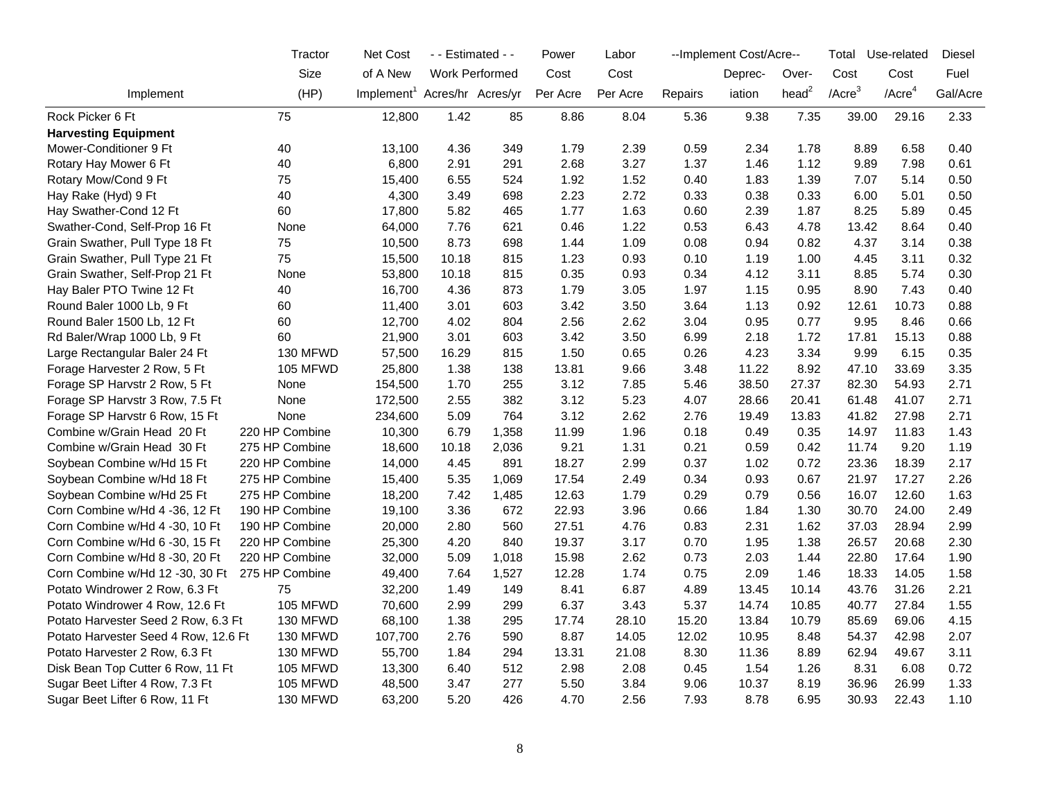| Implement | Tractor Size (HP) | Net Cost of A New Implement[1] | - - Estimated - - Work Performed Acres/hr | Acres/yr | Power Cost Per Acre | Labor Cost Per Acre | --Implement Cost/Acre-- Repairs | Deprec-iation | Over-head[2] | Total Cost /Acre[3] | Use-related Cost /Acre[4] | Diesel Fuel Gal/Acre |
|---|---|---|---|---|---|---|---|---|---|---|---|---|
| Rock Picker 6 Ft | 75 | 12,800 | 1.42 | 85 | 8.86 | 8.04 | 5.36 | 9.38 | 7.35 | 39.00 | 29.16 | 2.33 |
| **Harvesting Equipment** | | | | | | | | | | | | |
| Mower-Conditioner 9 Ft | 40 | 13,100 | 4.36 | 349 | 1.79 | 2.39 | 0.59 | 2.34 | 1.78 | 8.89 | 6.58 | 0.40 |
| Rotary Hay Mower 6 Ft | 40 | 6,800 | 2.91 | 291 | 2.68 | 3.27 | 1.37 | 1.46 | 1.12 | 9.89 | 7.98 | 0.61 |
| Rotary Mow/Cond 9 Ft | 75 | 15,400 | 6.55 | 524 | 1.92 | 1.52 | 0.40 | 1.83 | 1.39 | 7.07 | 5.14 | 0.50 |
| Hay Rake (Hyd) 9 Ft | 40 | 4,300 | 3.49 | 698 | 2.23 | 2.72 | 0.33 | 0.38 | 0.33 | 6.00 | 5.01 | 0.50 |
| Hay Swather-Cond 12 Ft | 60 | 17,800 | 5.82 | 465 | 1.77 | 1.63 | 0.60 | 2.39 | 1.87 | 8.25 | 5.89 | 0.45 |
| Swather-Cond, Self-Prop 16 Ft | None | 64,000 | 7.76 | 621 | 0.46 | 1.22 | 0.53 | 6.43 | 4.78 | 13.42 | 8.64 | 0.40 |
| Grain Swather, Pull Type 18 Ft | 75 | 10,500 | 8.73 | 698 | 1.44 | 1.09 | 0.08 | 0.94 | 0.82 | 4.37 | 3.14 | 0.38 |
| Grain Swather, Pull Type 21 Ft | 75 | 15,500 | 10.18 | 815 | 1.23 | 0.93 | 0.10 | 1.19 | 1.00 | 4.45 | 3.11 | 0.32 |
| Grain Swather, Self-Prop 21 Ft | None | 53,800 | 10.18 | 815 | 0.35 | 0.93 | 0.34 | 4.12 | 3.11 | 8.85 | 5.74 | 0.30 |
| Hay Baler PTO Twine 12 Ft | 40 | 16,700 | 4.36 | 873 | 1.79 | 3.05 | 1.97 | 1.15 | 0.95 | 8.90 | 7.43 | 0.40 |
| Round Baler 1000 Lb, 9 Ft | 60 | 11,400 | 3.01 | 603 | 3.42 | 3.50 | 3.64 | 1.13 | 0.92 | 12.61 | 10.73 | 0.88 |
| Round Baler 1500 Lb, 12 Ft | 60 | 12,700 | 4.02 | 804 | 2.56 | 2.62 | 3.04 | 0.95 | 0.77 | 9.95 | 8.46 | 0.66 |
| Rd Baler/Wrap 1000 Lb, 9 Ft | 60 | 21,900 | 3.01 | 603 | 3.42 | 3.50 | 6.99 | 2.18 | 1.72 | 17.81 | 15.13 | 0.88 |
| Large Rectangular Baler 24 Ft | 130 MFWD | 57,500 | 16.29 | 815 | 1.50 | 0.65 | 0.26 | 4.23 | 3.34 | 9.99 | 6.15 | 0.35 |
| Forage Harvester 2 Row, 5 Ft | 105 MFWD | 25,800 | 1.38 | 138 | 13.81 | 9.66 | 3.48 | 11.22 | 8.92 | 47.10 | 33.69 | 3.35 |
| Forage SP Harvstr 2 Row, 5 Ft | None | 154,500 | 1.70 | 255 | 3.12 | 7.85 | 5.46 | 38.50 | 27.37 | 82.30 | 54.93 | 2.71 |
| Forage SP Harvstr 3 Row, 7.5 Ft | None | 172,500 | 2.55 | 382 | 3.12 | 5.23 | 4.07 | 28.66 | 20.41 | 61.48 | 41.07 | 2.71 |
| Forage SP Harvstr 6 Row, 15 Ft | None | 234,600 | 5.09 | 764 | 3.12 | 2.62 | 2.76 | 19.49 | 13.83 | 41.82 | 27.98 | 2.71 |
| Combine w/Grain Head 20 Ft | 220 HP Combine | 10,300 | 6.79 | 1,358 | 11.99 | 1.96 | 0.18 | 0.49 | 0.35 | 14.97 | 11.83 | 1.43 |
| Combine w/Grain Head 30 Ft | 275 HP Combine | 18,600 | 10.18 | 2,036 | 9.21 | 1.31 | 0.21 | 0.59 | 0.42 | 11.74 | 9.20 | 1.19 |
| Soybean Combine w/Hd 15 Ft | 220 HP Combine | 14,000 | 4.45 | 891 | 18.27 | 2.99 | 0.37 | 1.02 | 0.72 | 23.36 | 18.39 | 2.17 |
| Soybean Combine w/Hd 18 Ft | 275 HP Combine | 15,400 | 5.35 | 1,069 | 17.54 | 2.49 | 0.34 | 0.93 | 0.67 | 21.97 | 17.27 | 2.26 |
| Soybean Combine w/Hd 25 Ft | 275 HP Combine | 18,200 | 7.42 | 1,485 | 12.63 | 1.79 | 0.29 | 0.79 | 0.56 | 16.07 | 12.60 | 1.63 |
| Corn Combine w/Hd 4 -36, 12 Ft | 190 HP Combine | 19,100 | 3.36 | 672 | 22.93 | 3.96 | 0.66 | 1.84 | 1.30 | 30.70 | 24.00 | 2.49 |
| Corn Combine w/Hd 4 -30, 10 Ft | 190 HP Combine | 20,000 | 2.80 | 560 | 27.51 | 4.76 | 0.83 | 2.31 | 1.62 | 37.03 | 28.94 | 2.99 |
| Corn Combine w/Hd 6 -30, 15 Ft | 220 HP Combine | 25,300 | 4.20 | 840 | 19.37 | 3.17 | 0.70 | 1.95 | 1.38 | 26.57 | 20.68 | 2.30 |
| Corn Combine w/Hd 8 -30, 20 Ft | 220 HP Combine | 32,000 | 5.09 | 1,018 | 15.98 | 2.62 | 0.73 | 2.03 | 1.44 | 22.80 | 17.64 | 1.90 |
| Corn Combine w/Hd 12 -30, 30 Ft | 275 HP Combine | 49,400 | 7.64 | 1,527 | 12.28 | 1.74 | 0.75 | 2.09 | 1.46 | 18.33 | 14.05 | 1.58 |
| Potato Windrower 2 Row, 6.3 Ft | 75 | 32,200 | 1.49 | 149 | 8.41 | 6.87 | 4.89 | 13.45 | 10.14 | 43.76 | 31.26 | 2.21 |
| Potato Windrower 4 Row, 12.6 Ft | 105 MFWD | 70,600 | 2.99 | 299 | 6.37 | 3.43 | 5.37 | 14.74 | 10.85 | 40.77 | 27.84 | 1.55 |
| Potato Harvester Seed 2 Row, 6.3 Ft | 130 MFWD | 68,100 | 1.38 | 295 | 17.74 | 28.10 | 15.20 | 13.84 | 10.79 | 85.69 | 69.06 | 4.15 |
| Potato Harvester Seed 4 Row, 12.6 Ft | 130 MFWD | 107,700 | 2.76 | 590 | 8.87 | 14.05 | 12.02 | 10.95 | 8.48 | 54.37 | 42.98 | 2.07 |
| Potato Harvester 2 Row, 6.3 Ft | 130 MFWD | 55,700 | 1.84 | 294 | 13.31 | 21.08 | 8.30 | 11.36 | 8.89 | 62.94 | 49.67 | 3.11 |
| Disk Bean Top Cutter 6 Row, 11 Ft | 105 MFWD | 13,300 | 6.40 | 512 | 2.98 | 2.08 | 0.45 | 1.54 | 1.26 | 8.31 | 6.08 | 0.72 |
| Sugar Beet Lifter 4 Row, 7.3 Ft | 105 MFWD | 48,500 | 3.47 | 277 | 5.50 | 3.84 | 9.06 | 10.37 | 8.19 | 36.96 | 26.99 | 1.33 |
| Sugar Beet Lifter 6 Row, 11 Ft | 130 MFWD | 63,200 | 5.20 | 426 | 4.70 | 2.56 | 7.93 | 8.78 | 6.95 | 30.93 | 22.43 | 1.10 |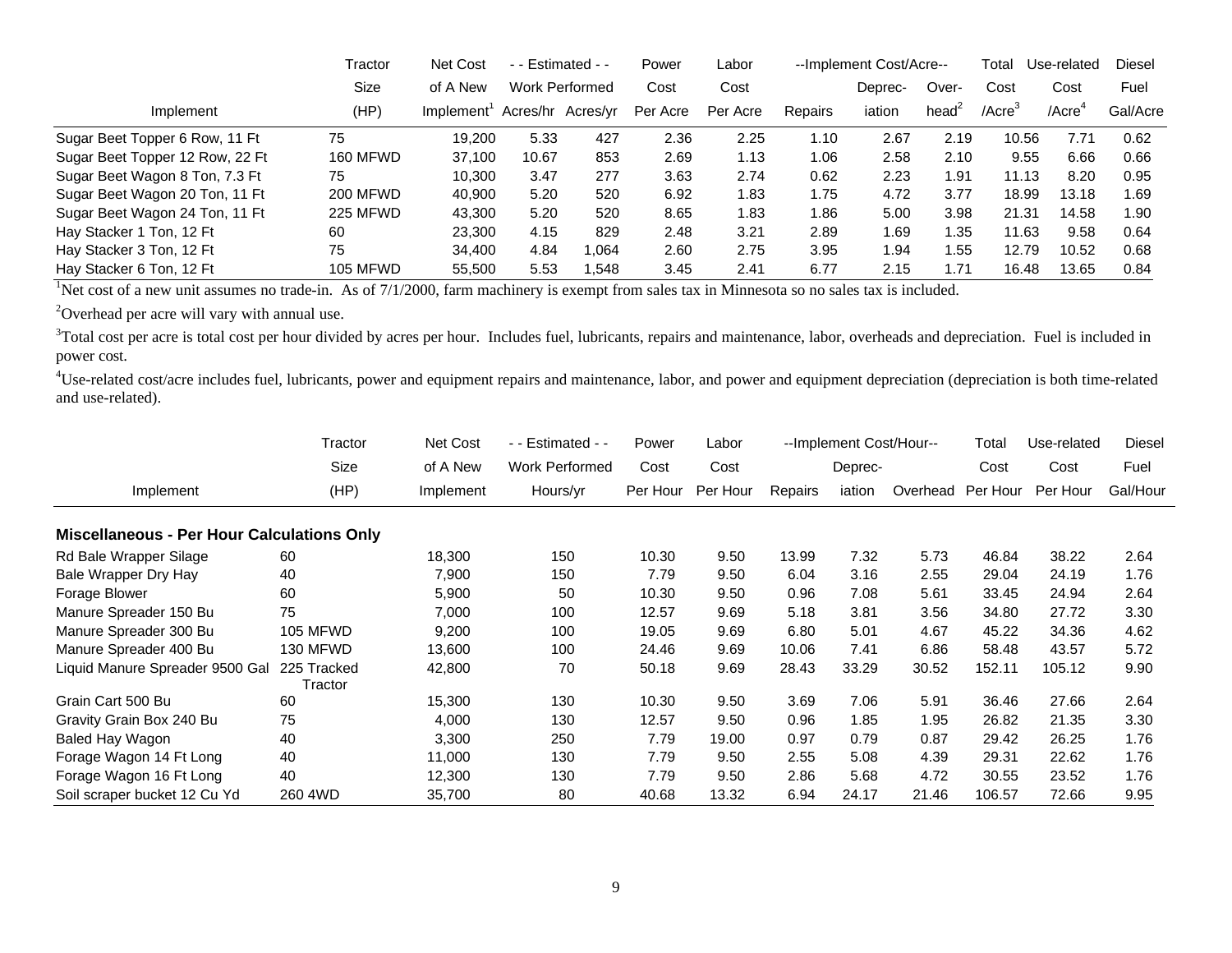| Implement | Tractor Size (HP) | Net Cost of A New Implement[1] | - - Estimated - - Work Performed Acres/hr | Acres/yr | Power Cost Per Acre | Labor Cost Per Acre | --Implement Cost/Acre-- Repairs | Depreciation | Overhead[2] | Total Cost /Acre[3] | Use-related Cost /Acre[4] | Diesel Fuel Gal/Acre |
|---|---|---|---|---|---|---|---|---|---|---|---|---|
| Sugar Beet Topper 6 Row, 11 Ft | 75 | 19,200 | 5.33 | 427 | 2.36 | 2.25 | 1.10 | 2.67 | 2.19 | 10.56 | 7.71 | 0.62 |
| Sugar Beet Topper 12 Row, 22 Ft | 160 MFWD | 37,100 | 10.67 | 853 | 2.69 | 1.13 | 1.06 | 2.58 | 2.10 | 9.55 | 6.66 | 0.66 |
| Sugar Beet Wagon 8 Ton, 7.3 Ft | 75 | 10,300 | 3.47 | 277 | 3.63 | 2.74 | 0.62 | 2.23 | 1.91 | 11.13 | 8.20 | 0.95 |
| Sugar Beet Wagon 20 Ton, 11 Ft | 200 MFWD | 40,900 | 5.20 | 520 | 6.92 | 1.83 | 1.75 | 4.72 | 3.77 | 18.99 | 13.18 | 1.69 |
| Sugar Beet Wagon 24 Ton, 11 Ft | 225 MFWD | 43,300 | 5.20 | 520 | 8.65 | 1.83 | 1.86 | 5.00 | 3.98 | 21.31 | 14.58 | 1.90 |
| Hay Stacker 1 Ton, 12 Ft | 60 | 23,300 | 4.15 | 829 | 2.48 | 3.21 | 2.89 | 1.69 | 1.35 | 11.63 | 9.58 | 0.64 |
| Hay Stacker 3 Ton, 12 Ft | 75 | 34,400 | 4.84 | 1,064 | 2.60 | 2.75 | 3.95 | 1.94 | 1.55 | 12.79 | 10.52 | 0.68 |
| Hay Stacker 6 Ton, 12 Ft | 105 MFWD | 55,500 | 5.53 | 1,548 | 3.45 | 2.41 | 6.77 | 2.15 | 1.71 | 16.48 | 13.65 | 0.84 |

[1]Net cost of a new unit assumes no trade-in. As of 7/1/2000, farm machinery is exempt from sales tax in Minnesota so no sales tax is included.

[2]Overhead per acre will vary with annual use.

[3]Total cost per acre is total cost per hour divided by acres per hour. Includes fuel, lubricants, repairs and maintenance, labor, overheads and depreciation. Fuel is included in power cost.

[4]Use-related cost/acre includes fuel, lubricants, power and equipment repairs and maintenance, labor, and power and equipment depreciation (depreciation is both time-related and use-related).

| Implement | Tractor Size (HP) | Net Cost of A New Implement | - - Estimated - - Work Performed Hours/yr | Power Cost Per Hour | Labor Cost Per Hour | --Implement Cost/Hour-- Repairs | Depreciation | Overhead | Total Cost Per Hour | Use-related Cost Per Hour | Diesel Fuel Gal/Hour |
|---|---|---|---|---|---|---|---|---|---|---|---|
| **Miscellaneous - Per Hour Calculations Only** | | | | | | | | | | | |
| Rd Bale Wrapper Silage | 60 | 18,300 | 150 | 10.30 | 9.50 | 13.99 | 7.32 | 5.73 | 46.84 | 38.22 | 2.64 |
| Bale Wrapper Dry Hay | 40 | 7,900 | 150 | 7.79 | 9.50 | 6.04 | 3.16 | 2.55 | 29.04 | 24.19 | 1.76 |
| Forage Blower | 60 | 5,900 | 50 | 10.30 | 9.50 | 0.96 | 7.08 | 5.61 | 33.45 | 24.94 | 2.64 |
| Manure Spreader 150 Bu | 75 | 7,000 | 100 | 12.57 | 9.69 | 5.18 | 3.81 | 3.56 | 34.80 | 27.72 | 3.30 |
| Manure Spreader 300 Bu | 105 MFWD | 9,200 | 100 | 19.05 | 9.69 | 6.80 | 5.01 | 4.67 | 45.22 | 34.36 | 4.62 |
| Manure Spreader 400 Bu | 130 MFWD | 13,600 | 100 | 24.46 | 9.69 | 10.06 | 7.41 | 6.86 | 58.48 | 43.57 | 5.72 |
| Liquid Manure Spreader 9500 Gal | 225 Tracked Tractor | 42,800 | 70 | 50.18 | 9.69 | 28.43 | 33.29 | 30.52 | 152.11 | 105.12 | 9.90 |
| Grain Cart 500 Bu | 60 | 15,300 | 130 | 10.30 | 9.50 | 3.69 | 7.06 | 5.91 | 36.46 | 27.66 | 2.64 |
| Gravity Grain Box 240 Bu | 75 | 4,000 | 130 | 12.57 | 9.50 | 0.96 | 1.85 | 1.95 | 26.82 | 21.35 | 3.30 |
| Baled Hay Wagon | 40 | 3,300 | 250 | 7.79 | 19.00 | 0.97 | 0.79 | 0.87 | 29.42 | 26.25 | 1.76 |
| Forage Wagon 14 Ft Long | 40 | 11,000 | 130 | 7.79 | 9.50 | 2.55 | 5.08 | 4.39 | 29.31 | 22.62 | 1.76 |
| Forage Wagon 16 Ft Long | 40 | 12,300 | 130 | 7.79 | 9.50 | 2.86 | 5.68 | 4.72 | 30.55 | 23.52 | 1.76 |
| Soil scraper bucket 12 Cu Yd | 260 4WD | 35,700 | 80 | 40.68 | 13.32 | 6.94 | 24.17 | 21.46 | 106.57 | 72.66 | 9.95 |